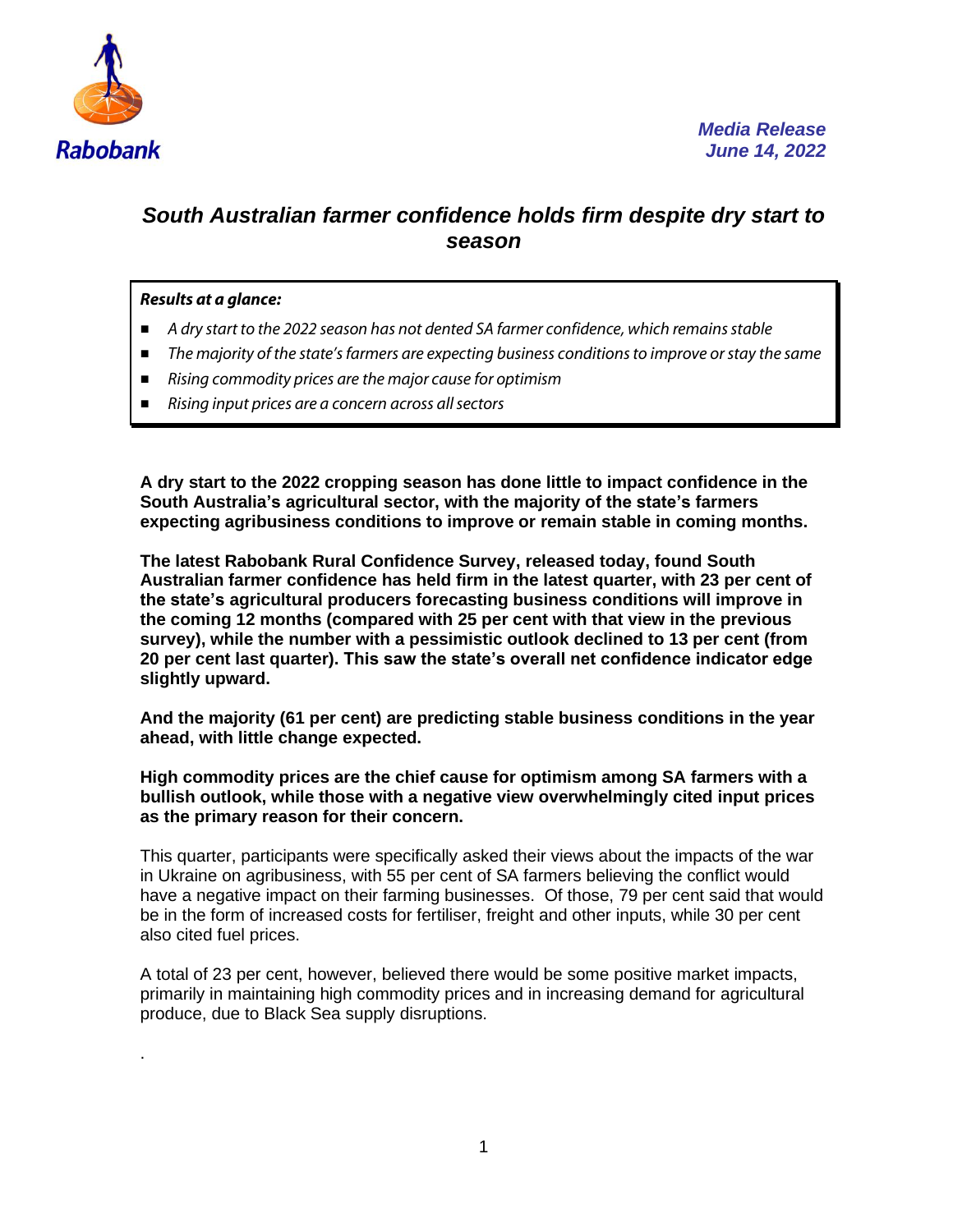Rabobank

*Media Release*
*June 14, 2022*

# *South Australian farmer confidence holds firm despite dry start to season*

***Results at a glance:***

- *A dry start to the 2022 season has not dented SA farmer confidence, which remains stable*
- *The majority of the state's farmers are expecting business conditions to improve or stay the same*
- *Rising commodity prices are the major cause for optimism*
- *Rising input prices are a concern across all sectors*

**A dry start to the 2022 cropping season has done little to impact confidence in the South Australia's agricultural sector, with the majority of the state's farmers expecting agribusiness conditions to improve or remain stable in coming months.**

**The latest Rabobank Rural Confidence Survey, released today, found South Australian farmer confidence has held firm in the latest quarter, with 23 per cent of the state's agricultural producers forecasting business conditions will improve in the coming 12 months (compared with 25 per cent with that view in the previous survey), while the number with a pessimistic outlook declined to 13 per cent (from 20 per cent last quarter). This saw the state's overall net confidence indicator edge slightly upward.**

**And the majority (61 per cent) are predicting stable business conditions in the year ahead, with little change expected.**

**High commodity prices are the chief cause for optimism among SA farmers with a bullish outlook, while those with a negative view overwhelmingly cited input prices as the primary reason for their concern.**

This quarter, participants were specifically asked their views about the impacts of the war in Ukraine on agribusiness, with 55 per cent of SA farmers believing the conflict would have a negative impact on their farming businesses. Of those, 79 per cent said that would be in the form of increased costs for fertiliser, freight and other inputs, while 30 per cent also cited fuel prices.

A total of 23 per cent, however, believed there would be some positive market impacts, primarily in maintaining high commodity prices and in increasing demand for agricultural produce, due to Black Sea supply disruptions.

.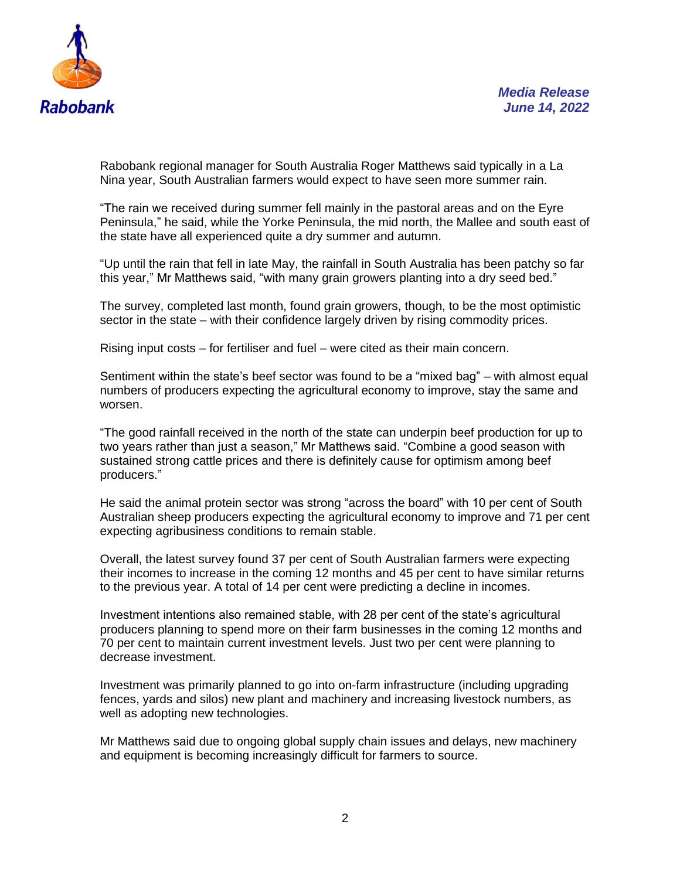Rabobank regional manager for South Australia Roger Matthews said typically in a La Nina year, South Australian farmers would expect to have seen more summer rain.

"The rain we received during summer fell mainly in the pastoral areas and on the Eyre Peninsula," he said, while the Yorke Peninsula, the mid north, the Mallee and south east of the state have all experienced quite a dry summer and autumn.

"Up until the rain that fell in late May, the rainfall in South Australia has been patchy so far this year," Mr Matthews said, "with many grain growers planting into a dry seed bed."

The survey, completed last month, found grain growers, though, to be the most optimistic sector in the state – with their confidence largely driven by rising commodity prices.

Rising input costs – for fertiliser and fuel – were cited as their main concern.

Sentiment within the state's beef sector was found to be a "mixed bag" – with almost equal numbers of producers expecting the agricultural economy to improve, stay the same and worsen.

"The good rainfall received in the north of the state can underpin beef production for up to two years rather than just a season," Mr Matthews said. "Combine a good season with sustained strong cattle prices and there is definitely cause for optimism among beef producers."

He said the animal protein sector was strong "across the board" with 10 per cent of South Australian sheep producers expecting the agricultural economy to improve and 71 per cent expecting agribusiness conditions to remain stable.

Overall, the latest survey found 37 per cent of South Australian farmers were expecting their incomes to increase in the coming 12 months and 45 per cent to have similar returns to the previous year. A total of 14 per cent were predicting a decline in incomes.

Investment intentions also remained stable, with 28 per cent of the state's agricultural producers planning to spend more on their farm businesses in the coming 12 months and 70 per cent to maintain current investment levels. Just two per cent were planning to decrease investment.

Investment was primarily planned to go into on-farm infrastructure (including upgrading fences, yards and silos) new plant and machinery and increasing livestock numbers, as well as adopting new technologies.

Mr Matthews said due to ongoing global supply chain issues and delays, new machinery and equipment is becoming increasingly difficult for farmers to source.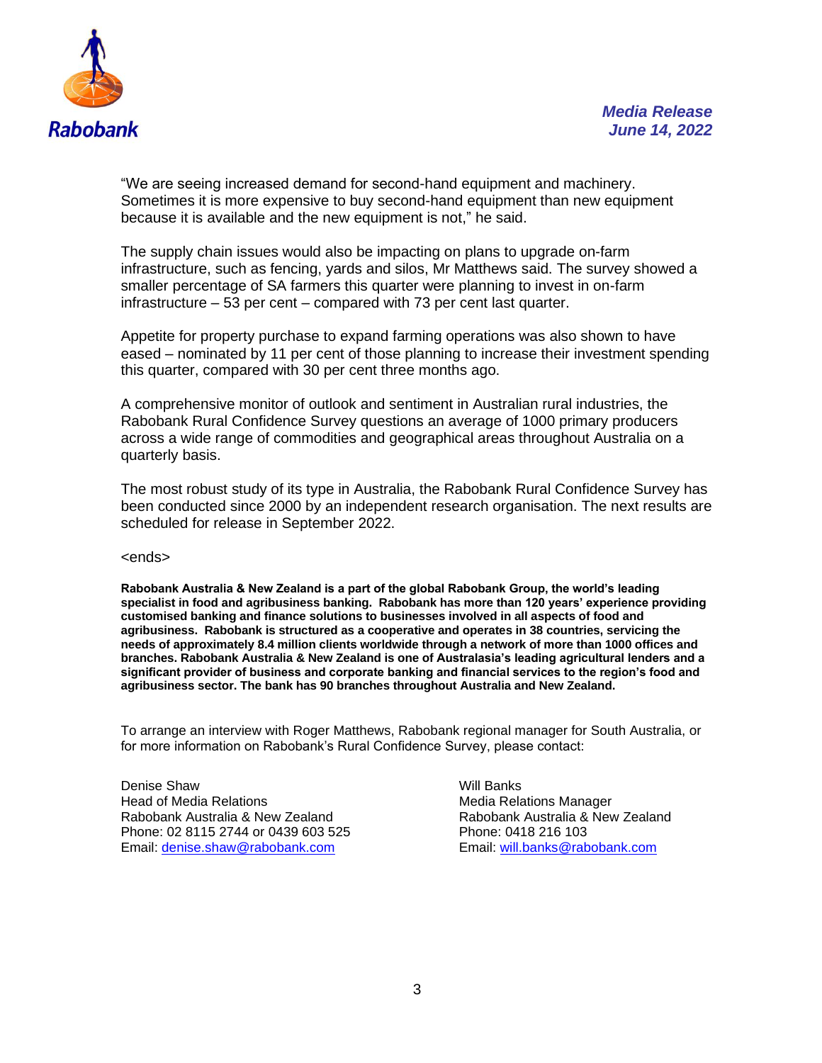"We are seeing increased demand for second-hand equipment and machinery. Sometimes it is more expensive to buy second-hand equipment than new equipment because it is available and the new equipment is not," he said.

The supply chain issues would also be impacting on plans to upgrade on-farm infrastructure, such as fencing, yards and silos, Mr Matthews said. The survey showed a smaller percentage of SA farmers this quarter were planning to invest in on-farm infrastructure – 53 per cent – compared with 73 per cent last quarter.

Appetite for property purchase to expand farming operations was also shown to have eased – nominated by 11 per cent of those planning to increase their investment spending this quarter, compared with 30 per cent three months ago.

A comprehensive monitor of outlook and sentiment in Australian rural industries, the Rabobank Rural Confidence Survey questions an average of 1000 primary producers across a wide range of commodities and geographical areas throughout Australia on a quarterly basis.

The most robust study of its type in Australia, the Rabobank Rural Confidence Survey has been conducted since 2000 by an independent research organisation. The next results are scheduled for release in September 2022.

<ends>

**Rabobank Australia & New Zealand is a part of the global Rabobank Group, the world's leading specialist in food and agribusiness banking. Rabobank has more than 120 years' experience providing customised banking and finance solutions to businesses involved in all aspects of food and agribusiness. Rabobank is structured as a cooperative and operates in 38 countries, servicing the needs of approximately 8.4 million clients worldwide through a network of more than 1000 offices and branches. Rabobank Australia & New Zealand is one of Australasia's leading agricultural lenders and a significant provider of business and corporate banking and financial services to the region's food and agribusiness sector. The bank has 90 branches throughout Australia and New Zealand.**

To arrange an interview with Roger Matthews, Rabobank regional manager for South Australia, or for more information on Rabobank's Rural Confidence Survey, please contact:

Denise Shaw
Head of Media Relations
Rabobank Australia & New Zealand
Phone: 02 8115 2744 or 0439 603 525
Email: denise.shaw@rabobank.com

Will Banks
Media Relations Manager
Rabobank Australia & New Zealand
Phone: 0418 216 103
Email: will.banks@rabobank.com